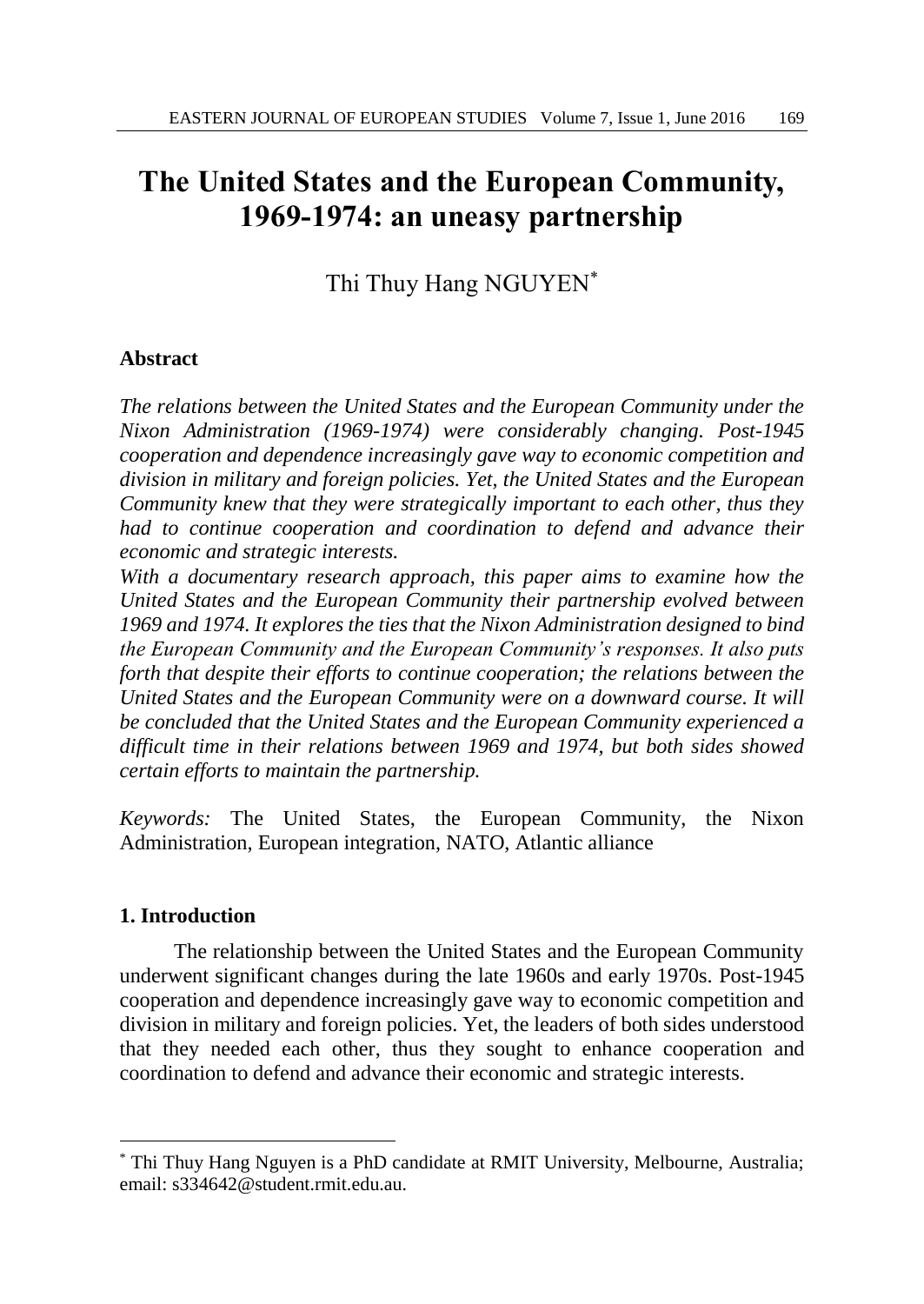# The United States and the European Community, 1969-1974: an uneasy partnership

Thi Thuy Hang NGUYEN*

### Abstract

*The relations between the United States and the European Community under the Nixon Administration (1969-1974) were considerably changing. Post-1945 cooperation and dependence increasingly gave way to economic competition and division in military and foreign policies. Yet, the United States and the European Community knew that they were strategically important to each other, thus they had to continue cooperation and coordination to defend and advance their economic and strategic interests.*

*With a documentary research approach, this paper aims to examine how the United States and the European Community their partnership evolved between 1969 and 1974. It explores the ties that the Nixon Administration designed to bind the European Community and the European Community's responses. It also puts forth that despite their efforts to continue cooperation; the relations between the United States and the European Community were on a downward course. It will be concluded that the United States and the European Community experienced a difficult time in their relations between 1969 and 1974, but both sides showed certain efforts to maintain the partnership.*

*Keywords:* The United States, the European Community, the Nixon Administration, European integration, NATO, Atlantic alliance

### 1. Introduction

The relationship between the United States and the European Community underwent significant changes during the late 1960s and early 1970s. Post-1945 cooperation and dependence increasingly gave way to economic competition and division in military and foreign policies. Yet, the leaders of both sides understood that they needed each other, thus they sought to enhance cooperation and coordination to defend and advance their economic and strategic interests.

---

* Thi Thuy Hang Nguyen is a PhD candidate at RMIT University, Melbourne, Australia; email: s334642@student.rmit.edu.au.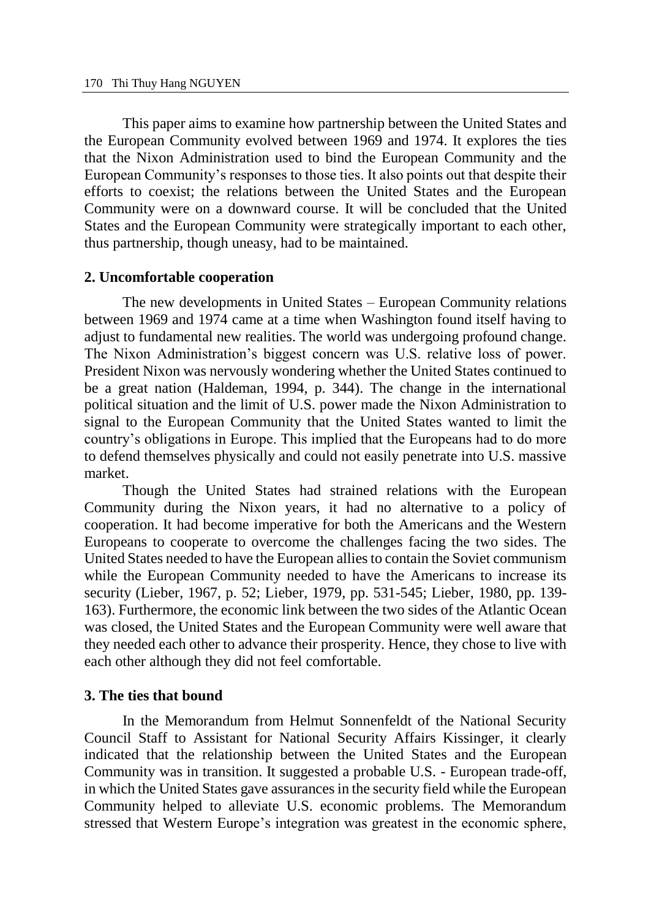This paper aims to examine how partnership between the United States and the European Community evolved between 1969 and 1974. It explores the ties that the Nixon Administration used to bind the European Community and the European Community's responses to those ties. It also points out that despite their efforts to coexist; the relations between the United States and the European Community were on a downward course. It will be concluded that the United States and the European Community were strategically important to each other, thus partnership, though uneasy, had to be maintained.

## 2. Uncomfortable cooperation

The new developments in United States – European Community relations between 1969 and 1974 came at a time when Washington found itself having to adjust to fundamental new realities. The world was undergoing profound change. The Nixon Administration's biggest concern was U.S. relative loss of power. President Nixon was nervously wondering whether the United States continued to be a great nation (Haldeman, 1994, p. 344). The change in the international political situation and the limit of U.S. power made the Nixon Administration to signal to the European Community that the United States wanted to limit the country's obligations in Europe. This implied that the Europeans had to do more to defend themselves physically and could not easily penetrate into U.S. massive market.

Though the United States had strained relations with the European Community during the Nixon years, it had no alternative to a policy of cooperation. It had become imperative for both the Americans and the Western Europeans to cooperate to overcome the challenges facing the two sides. The United States needed to have the European allies to contain the Soviet communism while the European Community needed to have the Americans to increase its security (Lieber, 1967, p. 52; Lieber, 1979, pp. 531-545; Lieber, 1980, pp. 139-163). Furthermore, the economic link between the two sides of the Atlantic Ocean was closed, the United States and the European Community were well aware that they needed each other to advance their prosperity. Hence, they chose to live with each other although they did not feel comfortable.

## 3. The ties that bound

In the Memorandum from Helmut Sonnenfeldt of the National Security Council Staff to Assistant for National Security Affairs Kissinger, it clearly indicated that the relationship between the United States and the European Community was in transition. It suggested a probable U.S. - European trade-off, in which the United States gave assurances in the security field while the European Community helped to alleviate U.S. economic problems. The Memorandum stressed that Western Europe's integration was greatest in the economic sphere,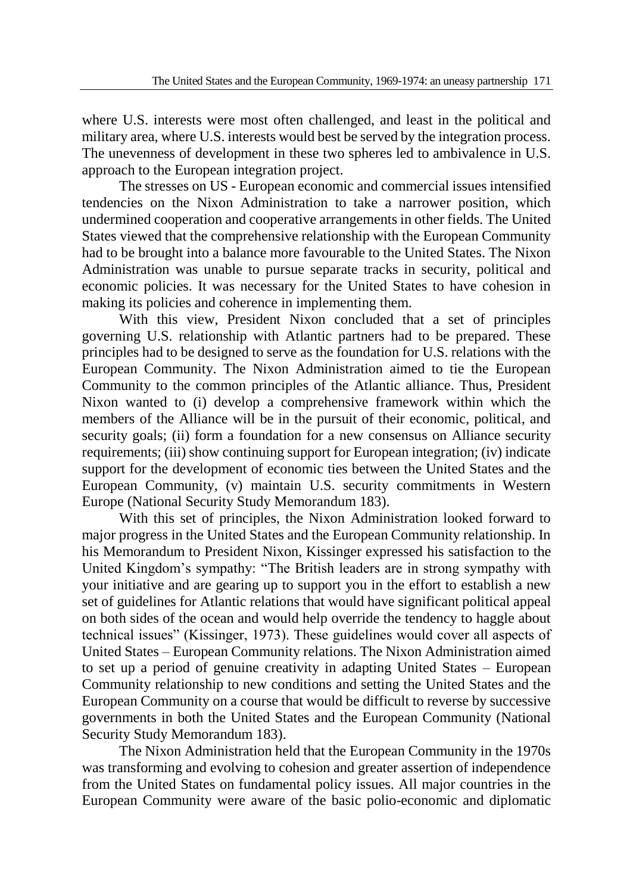where U.S. interests were most often challenged, and least in the political and military area, where U.S. interests would best be served by the integration process. The unevenness of development in these two spheres led to ambivalence in U.S. approach to the European integration project.

The stresses on US - European economic and commercial issues intensified tendencies on the Nixon Administration to take a narrower position, which undermined cooperation and cooperative arrangements in other fields. The United States viewed that the comprehensive relationship with the European Community had to be brought into a balance more favourable to the United States. The Nixon Administration was unable to pursue separate tracks in security, political and economic policies. It was necessary for the United States to have cohesion in making its policies and coherence in implementing them.

With this view, President Nixon concluded that a set of principles governing U.S. relationship with Atlantic partners had to be prepared. These principles had to be designed to serve as the foundation for U.S. relations with the European Community. The Nixon Administration aimed to tie the European Community to the common principles of the Atlantic alliance. Thus, President Nixon wanted to (i) develop a comprehensive framework within which the members of the Alliance will be in the pursuit of their economic, political, and security goals; (ii) form a foundation for a new consensus on Alliance security requirements; (iii) show continuing support for European integration; (iv) indicate support for the development of economic ties between the United States and the European Community, (v) maintain U.S. security commitments in Western Europe (National Security Study Memorandum 183).

With this set of principles, the Nixon Administration looked forward to major progress in the United States and the European Community relationship. In his Memorandum to President Nixon, Kissinger expressed his satisfaction to the United Kingdom's sympathy: "The British leaders are in strong sympathy with your initiative and are gearing up to support you in the effort to establish a new set of guidelines for Atlantic relations that would have significant political appeal on both sides of the ocean and would help override the tendency to haggle about technical issues" (Kissinger, 1973). These guidelines would cover all aspects of United States – European Community relations. The Nixon Administration aimed to set up a period of genuine creativity in adapting United States – European Community relationship to new conditions and setting the United States and the European Community on a course that would be difficult to reverse by successive governments in both the United States and the European Community (National Security Study Memorandum 183).

The Nixon Administration held that the European Community in the 1970s was transforming and evolving to cohesion and greater assertion of independence from the United States on fundamental policy issues. All major countries in the European Community were aware of the basic polio-economic and diplomatic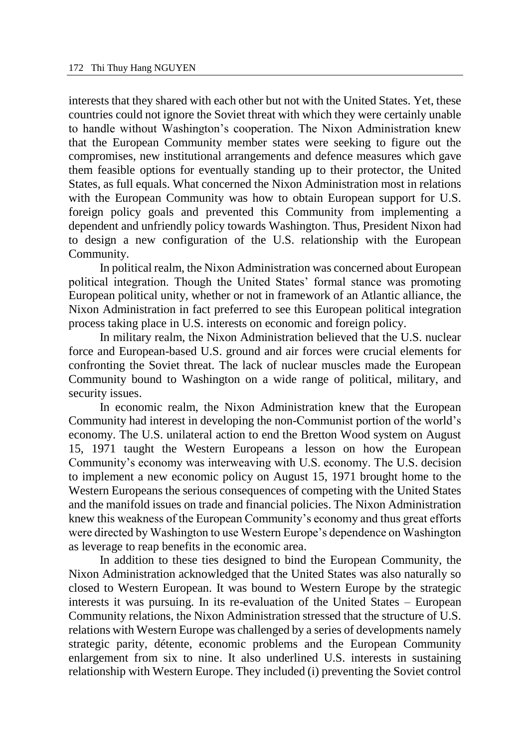interests that they shared with each other but not with the United States. Yet, these countries could not ignore the Soviet threat with which they were certainly unable to handle without Washington's cooperation. The Nixon Administration knew that the European Community member states were seeking to figure out the compromises, new institutional arrangements and defence measures which gave them feasible options for eventually standing up to their protector, the United States, as full equals. What concerned the Nixon Administration most in relations with the European Community was how to obtain European support for U.S. foreign policy goals and prevented this Community from implementing a dependent and unfriendly policy towards Washington. Thus, President Nixon had to design a new configuration of the U.S. relationship with the European Community.

In political realm, the Nixon Administration was concerned about European political integration. Though the United States' formal stance was promoting European political unity, whether or not in framework of an Atlantic alliance, the Nixon Administration in fact preferred to see this European political integration process taking place in U.S. interests on economic and foreign policy.

In military realm, the Nixon Administration believed that the U.S. nuclear force and European-based U.S. ground and air forces were crucial elements for confronting the Soviet threat. The lack of nuclear muscles made the European Community bound to Washington on a wide range of political, military, and security issues.

In economic realm, the Nixon Administration knew that the European Community had interest in developing the non-Communist portion of the world's economy. The U.S. unilateral action to end the Bretton Wood system on August 15, 1971 taught the Western Europeans a lesson on how the European Community's economy was interweaving with U.S. economy. The U.S. decision to implement a new economic policy on August 15, 1971 brought home to the Western Europeans the serious consequences of competing with the United States and the manifold issues on trade and financial policies. The Nixon Administration knew this weakness of the European Community's economy and thus great efforts were directed by Washington to use Western Europe's dependence on Washington as leverage to reap benefits in the economic area.

In addition to these ties designed to bind the European Community, the Nixon Administration acknowledged that the United States was also naturally so closed to Western European. It was bound to Western Europe by the strategic interests it was pursuing. In its re-evaluation of the United States – European Community relations, the Nixon Administration stressed that the structure of U.S. relations with Western Europe was challenged by a series of developments namely strategic parity, détente, economic problems and the European Community enlargement from six to nine. It also underlined U.S. interests in sustaining relationship with Western Europe. They included (i) preventing the Soviet control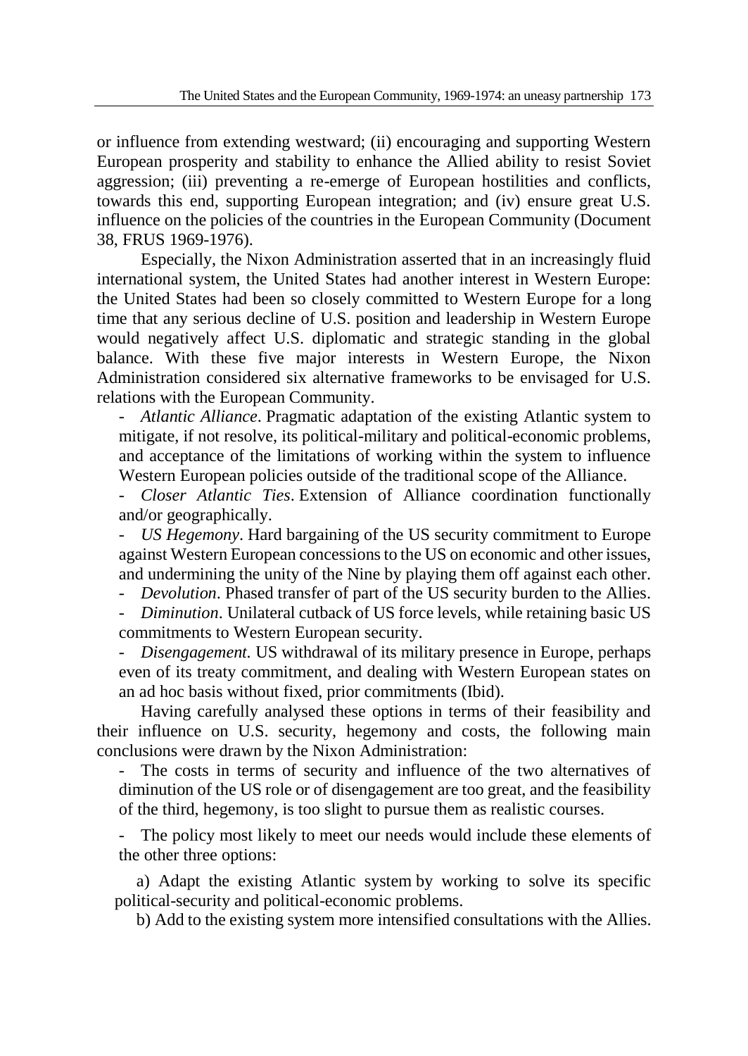or influence from extending westward; (ii) encouraging and supporting Western European prosperity and stability to enhance the Allied ability to resist Soviet aggression; (iii) preventing a re-emerge of European hostilities and conflicts, towards this end, supporting European integration; and (iv) ensure great U.S. influence on the policies of the countries in the European Community (Document 38, FRUS 1969-1976).

Especially, the Nixon Administration asserted that in an increasingly fluid international system, the United States had another interest in Western Europe: the United States had been so closely committed to Western Europe for a long time that any serious decline of U.S. position and leadership in Western Europe would negatively affect U.S. diplomatic and strategic standing in the global balance. With these five major interests in Western Europe, the Nixon Administration considered six alternative frameworks to be envisaged for U.S. relations with the European Community.

- *Atlantic Alliance*. Pragmatic adaptation of the existing Atlantic system to mitigate, if not resolve, its political-military and political-economic problems, and acceptance of the limitations of working within the system to influence Western European policies outside of the traditional scope of the Alliance.
- *Closer Atlantic Ties*. Extension of Alliance coordination functionally and/or geographically.
- *US Hegemony*. Hard bargaining of the US security commitment to Europe against Western European concessions to the US on economic and other issues, and undermining the unity of the Nine by playing them off against each other.
- *Devolution*. Phased transfer of part of the US security burden to the Allies.
- *Diminution*. Unilateral cutback of US force levels, while retaining basic US commitments to Western European security.
- *Disengagement.* US withdrawal of its military presence in Europe, perhaps even of its treaty commitment, and dealing with Western European states on an ad hoc basis without fixed, prior commitments (Ibid).

Having carefully analysed these options in terms of their feasibility and their influence on U.S. security, hegemony and costs, the following main conclusions were drawn by the Nixon Administration:

- The costs in terms of security and influence of the two alternatives of diminution of the US role or of disengagement are too great, and the feasibility of the third, hegemony, is too slight to pursue them as realistic courses.
- The policy most likely to meet our needs would include these elements of the other three options:

  a) Adapt the existing Atlantic system by working to solve its specific political-security and political-economic problems.

  b) Add to the existing system more intensified consultations with the Allies.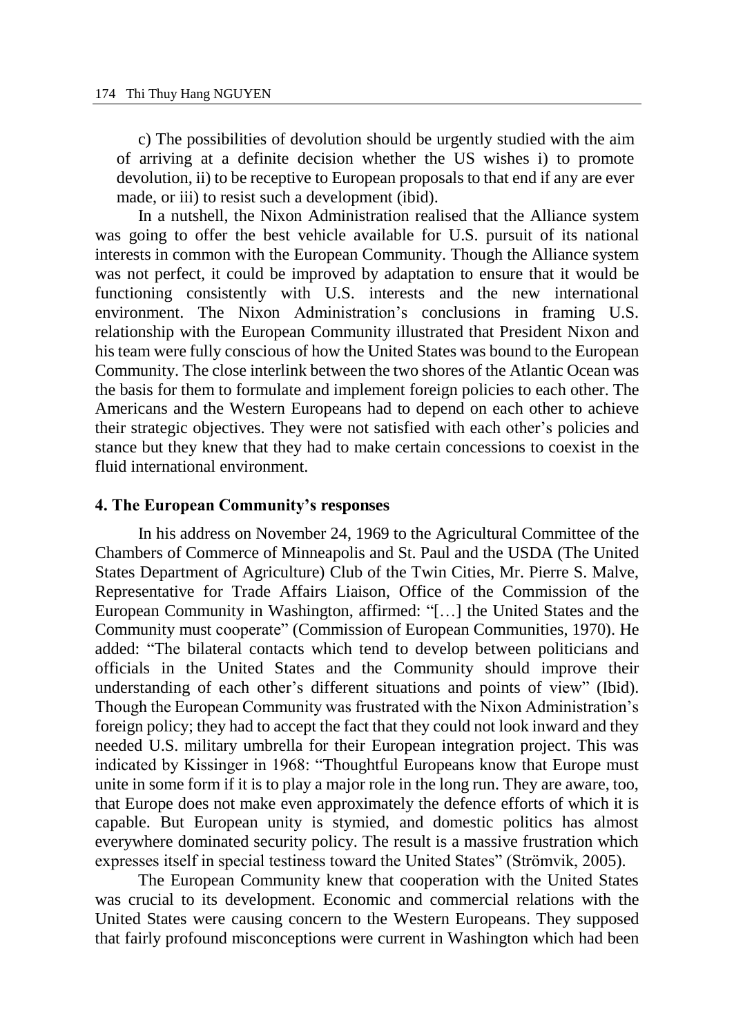c) The possibilities of devolution should be urgently studied with the aim of arriving at a definite decision whether the US wishes i) to promote devolution, ii) to be receptive to European proposals to that end if any are ever made, or iii) to resist such a development (ibid).

In a nutshell, the Nixon Administration realised that the Alliance system was going to offer the best vehicle available for U.S. pursuit of its national interests in common with the European Community. Though the Alliance system was not perfect, it could be improved by adaptation to ensure that it would be functioning consistently with U.S. interests and the new international environment. The Nixon Administration's conclusions in framing U.S. relationship with the European Community illustrated that President Nixon and his team were fully conscious of how the United States was bound to the European Community. The close interlink between the two shores of the Atlantic Ocean was the basis for them to formulate and implement foreign policies to each other. The Americans and the Western Europeans had to depend on each other to achieve their strategic objectives. They were not satisfied with each other's policies and stance but they knew that they had to make certain concessions to coexist in the fluid international environment.

## 4. The European Community's responses

In his address on November 24, 1969 to the Agricultural Committee of the Chambers of Commerce of Minneapolis and St. Paul and the USDA (The United States Department of Agriculture) Club of the Twin Cities, Mr. Pierre S. Malve, Representative for Trade Affairs Liaison, Office of the Commission of the European Community in Washington, affirmed: "[…] the United States and the Community must cooperate" (Commission of European Communities, 1970). He added: "The bilateral contacts which tend to develop between politicians and officials in the United States and the Community should improve their understanding of each other's different situations and points of view" (Ibid). Though the European Community was frustrated with the Nixon Administration's foreign policy; they had to accept the fact that they could not look inward and they needed U.S. military umbrella for their European integration project. This was indicated by Kissinger in 1968: "Thoughtful Europeans know that Europe must unite in some form if it is to play a major role in the long run. They are aware, too, that Europe does not make even approximately the defence efforts of which it is capable. But European unity is stymied, and domestic politics has almost everywhere dominated security policy. The result is a massive frustration which expresses itself in special testiness toward the United States" (Strömvik, 2005).

The European Community knew that cooperation with the United States was crucial to its development. Economic and commercial relations with the United States were causing concern to the Western Europeans. They supposed that fairly profound misconceptions were current in Washington which had been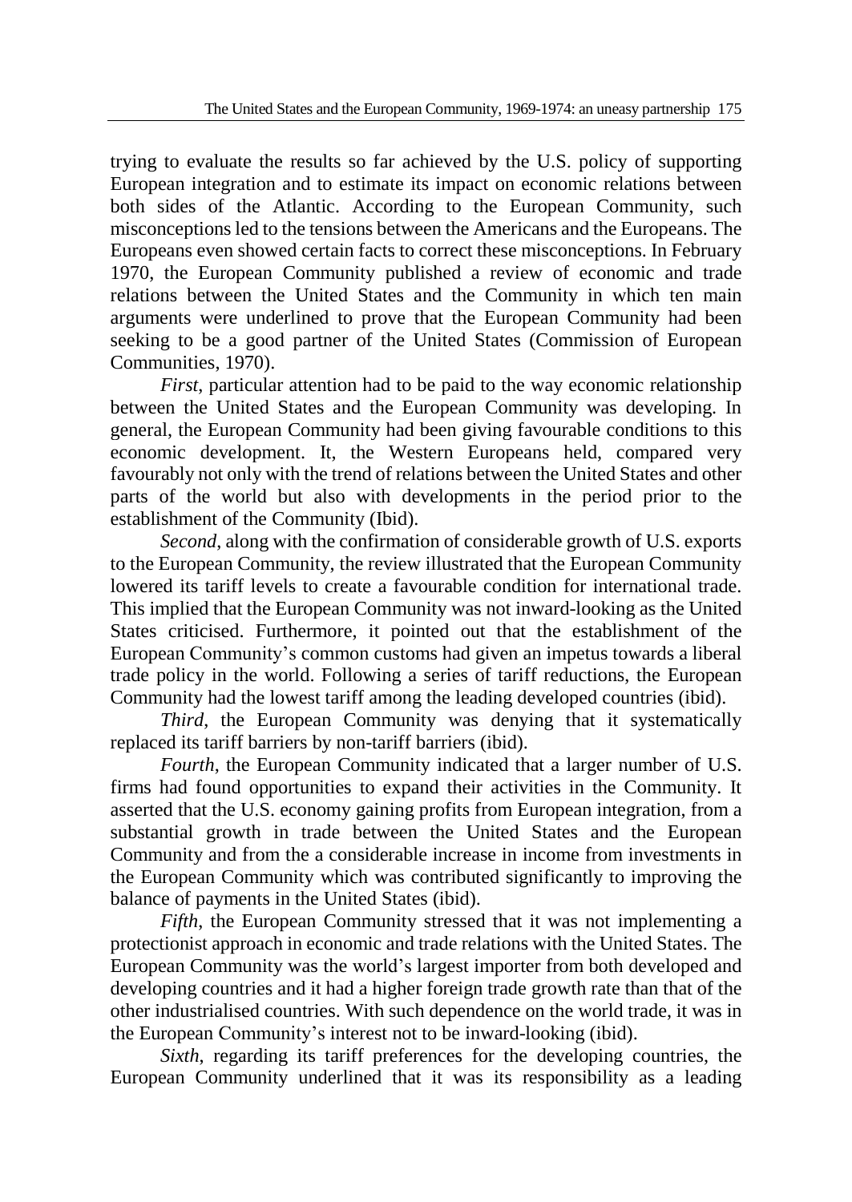trying to evaluate the results so far achieved by the U.S. policy of supporting European integration and to estimate its impact on economic relations between both sides of the Atlantic. According to the European Community, such misconceptions led to the tensions between the Americans and the Europeans. The Europeans even showed certain facts to correct these misconceptions. In February 1970, the European Community published a review of economic and trade relations between the United States and the Community in which ten main arguments were underlined to prove that the European Community had been seeking to be a good partner of the United States (Commission of European Communities, 1970).

*First*, particular attention had to be paid to the way economic relationship between the United States and the European Community was developing. In general, the European Community had been giving favourable conditions to this economic development. It, the Western Europeans held, compared very favourably not only with the trend of relations between the United States and other parts of the world but also with developments in the period prior to the establishment of the Community (Ibid).

*Second*, along with the confirmation of considerable growth of U.S. exports to the European Community, the review illustrated that the European Community lowered its tariff levels to create a favourable condition for international trade. This implied that the European Community was not inward-looking as the United States criticised. Furthermore, it pointed out that the establishment of the European Community's common customs had given an impetus towards a liberal trade policy in the world. Following a series of tariff reductions, the European Community had the lowest tariff among the leading developed countries (ibid).

*Third*, the European Community was denying that it systematically replaced its tariff barriers by non-tariff barriers (ibid).

*Fourth*, the European Community indicated that a larger number of U.S. firms had found opportunities to expand their activities in the Community. It asserted that the U.S. economy gaining profits from European integration, from a substantial growth in trade between the United States and the European Community and from the a considerable increase in income from investments in the European Community which was contributed significantly to improving the balance of payments in the United States (ibid).

*Fifth*, the European Community stressed that it was not implementing a protectionist approach in economic and trade relations with the United States. The European Community was the world's largest importer from both developed and developing countries and it had a higher foreign trade growth rate than that of the other industrialised countries. With such dependence on the world trade, it was in the European Community's interest not to be inward-looking (ibid).

*Sixth*, regarding its tariff preferences for the developing countries, the European Community underlined that it was its responsibility as a leading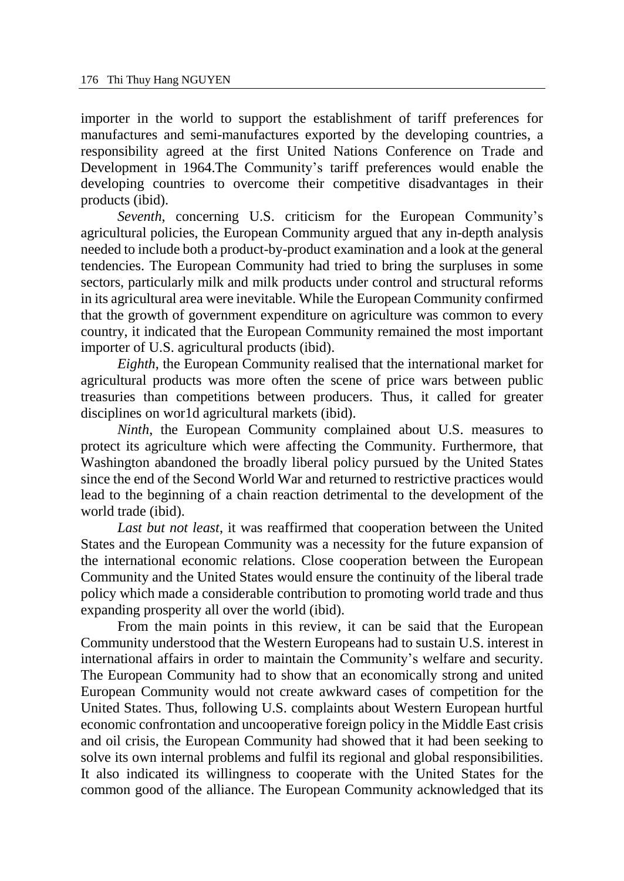importer in the world to support the establishment of tariff preferences for manufactures and semi-manufactures exported by the developing countries, a responsibility agreed at the first United Nations Conference on Trade and Development in 1964.The Community's tariff preferences would enable the developing countries to overcome their competitive disadvantages in their products (ibid).

*Seventh*, concerning U.S. criticism for the European Community's agricultural policies, the European Community argued that any in-depth analysis needed to include both a product-by-product examination and a look at the general tendencies. The European Community had tried to bring the surpluses in some sectors, particularly milk and milk products under control and structural reforms in its agricultural area were inevitable. While the European Community confirmed that the growth of government expenditure on agriculture was common to every country, it indicated that the European Community remained the most important importer of U.S. agricultural products (ibid).

*Eighth*, the European Community realised that the international market for agricultural products was more often the scene of price wars between public treasuries than competitions between producers. Thus, it called for greater disciplines on wor1d agricultural markets (ibid).

*Ninth*, the European Community complained about U.S. measures to protect its agriculture which were affecting the Community. Furthermore, that Washington abandoned the broadly liberal policy pursued by the United States since the end of the Second World War and returned to restrictive practices would lead to the beginning of a chain reaction detrimental to the development of the world trade (ibid).

*Last but not least*, it was reaffirmed that cooperation between the United States and the European Community was a necessity for the future expansion of the international economic relations. Close cooperation between the European Community and the United States would ensure the continuity of the liberal trade policy which made a considerable contribution to promoting world trade and thus expanding prosperity all over the world (ibid).

From the main points in this review, it can be said that the European Community understood that the Western Europeans had to sustain U.S. interest in international affairs in order to maintain the Community's welfare and security. The European Community had to show that an economically strong and united European Community would not create awkward cases of competition for the United States. Thus, following U.S. complaints about Western European hurtful economic confrontation and uncooperative foreign policy in the Middle East crisis and oil crisis, the European Community had showed that it had been seeking to solve its own internal problems and fulfil its regional and global responsibilities. It also indicated its willingness to cooperate with the United States for the common good of the alliance. The European Community acknowledged that its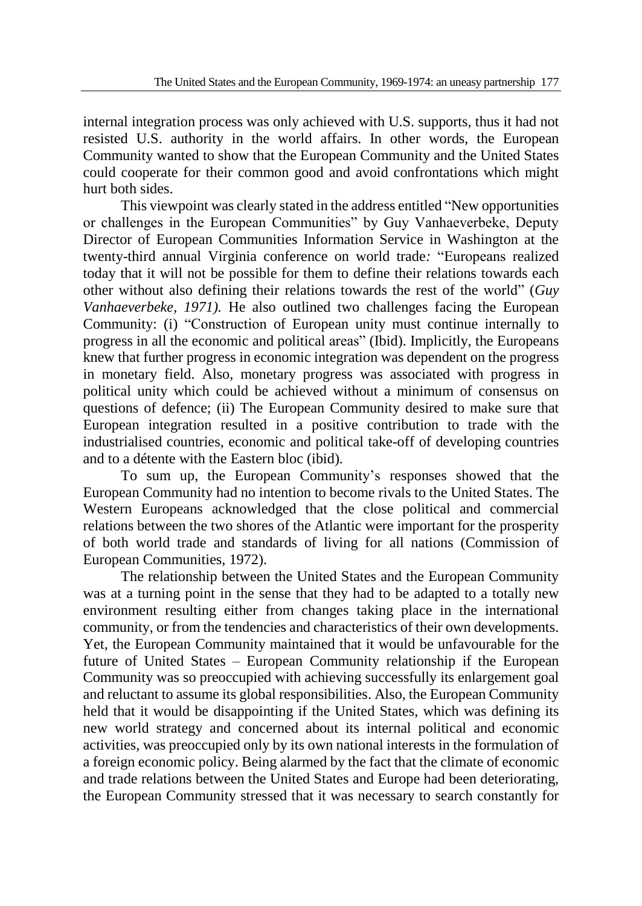internal integration process was only achieved with U.S. supports, thus it had not resisted U.S. authority in the world affairs. In other words, the European Community wanted to show that the European Community and the United States could cooperate for their common good and avoid confrontations which might hurt both sides.

This viewpoint was clearly stated in the address entitled "New opportunities or challenges in the European Communities" by Guy Vanhaeverbeke, Deputy Director of European Communities Information Service in Washington at the twenty-third annual Virginia conference on world trade*:* "Europeans realized today that it will not be possible for them to define their relations towards each other without also defining their relations towards the rest of the world" (*Guy Vanhaeverbeke, 1971).* He also outlined two challenges facing the European Community: (i) "Construction of European unity must continue internally to progress in all the economic and political areas" (Ibid). Implicitly, the Europeans knew that further progress in economic integration was dependent on the progress in monetary field. Also, monetary progress was associated with progress in political unity which could be achieved without a minimum of consensus on questions of defence; (ii) The European Community desired to make sure that European integration resulted in a positive contribution to trade with the industrialised countries, economic and political take-off of developing countries and to a détente with the Eastern bloc (ibid).

To sum up, the European Community's responses showed that the European Community had no intention to become rivals to the United States. The Western Europeans acknowledged that the close political and commercial relations between the two shores of the Atlantic were important for the prosperity of both world trade and standards of living for all nations (Commission of European Communities, 1972).

The relationship between the United States and the European Community was at a turning point in the sense that they had to be adapted to a totally new environment resulting either from changes taking place in the international community, or from the tendencies and characteristics of their own developments. Yet, the European Community maintained that it would be unfavourable for the future of United States – European Community relationship if the European Community was so preoccupied with achieving successfully its enlargement goal and reluctant to assume its global responsibilities. Also, the European Community held that it would be disappointing if the United States, which was defining its new world strategy and concerned about its internal political and economic activities, was preoccupied only by its own national interests in the formulation of a foreign economic policy. Being alarmed by the fact that the climate of economic and trade relations between the United States and Europe had been deteriorating, the European Community stressed that it was necessary to search constantly for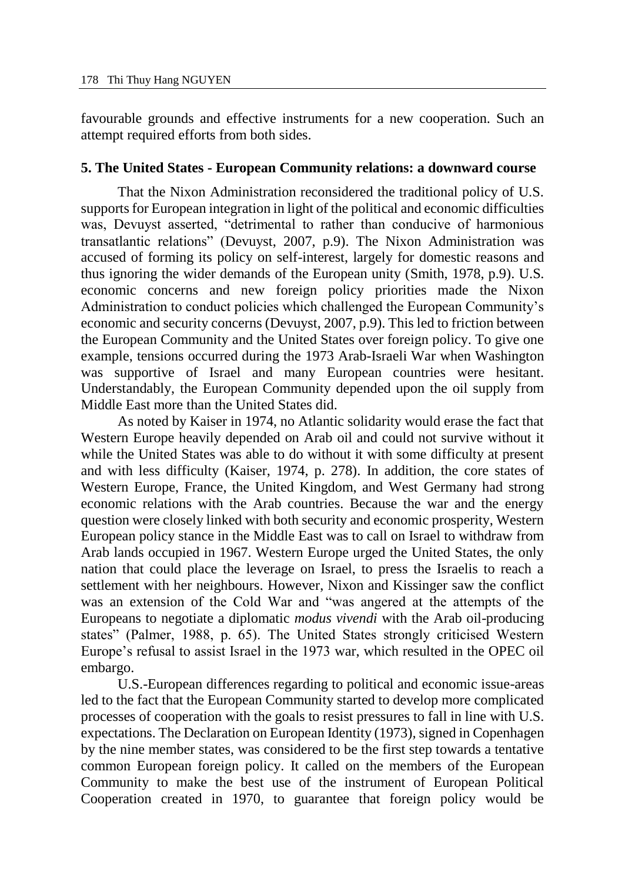favourable grounds and effective instruments for a new cooperation. Such an attempt required efforts from both sides.

## 5. The United States - European Community relations: a downward course

That the Nixon Administration reconsidered the traditional policy of U.S. supports for European integration in light of the political and economic difficulties was, Devuyst asserted, "detrimental to rather than conducive of harmonious transatlantic relations" (Devuyst, 2007, p.9). The Nixon Administration was accused of forming its policy on self-interest, largely for domestic reasons and thus ignoring the wider demands of the European unity (Smith, 1978, p.9). U.S. economic concerns and new foreign policy priorities made the Nixon Administration to conduct policies which challenged the European Community's economic and security concerns (Devuyst, 2007, p.9). This led to friction between the European Community and the United States over foreign policy. To give one example, tensions occurred during the 1973 Arab-Israeli War when Washington was supportive of Israel and many European countries were hesitant. Understandably, the European Community depended upon the oil supply from Middle East more than the United States did.

As noted by Kaiser in 1974, no Atlantic solidarity would erase the fact that Western Europe heavily depended on Arab oil and could not survive without it while the United States was able to do without it with some difficulty at present and with less difficulty (Kaiser, 1974, p. 278). In addition, the core states of Western Europe, France, the United Kingdom, and West Germany had strong economic relations with the Arab countries. Because the war and the energy question were closely linked with both security and economic prosperity, Western European policy stance in the Middle East was to call on Israel to withdraw from Arab lands occupied in 1967. Western Europe urged the United States, the only nation that could place the leverage on Israel, to press the Israelis to reach a settlement with her neighbours. However, Nixon and Kissinger saw the conflict was an extension of the Cold War and "was angered at the attempts of the Europeans to negotiate a diplomatic *modus vivendi* with the Arab oil-producing states" (Palmer, 1988, p. 65). The United States strongly criticised Western Europe's refusal to assist Israel in the 1973 war, which resulted in the OPEC oil embargo.

U.S.-European differences regarding to political and economic issue-areas led to the fact that the European Community started to develop more complicated processes of cooperation with the goals to resist pressures to fall in line with U.S. expectations. The Declaration on European Identity (1973), signed in Copenhagen by the nine member states, was considered to be the first step towards a tentative common European foreign policy. It called on the members of the European Community to make the best use of the instrument of European Political Cooperation created in 1970, to guarantee that foreign policy would be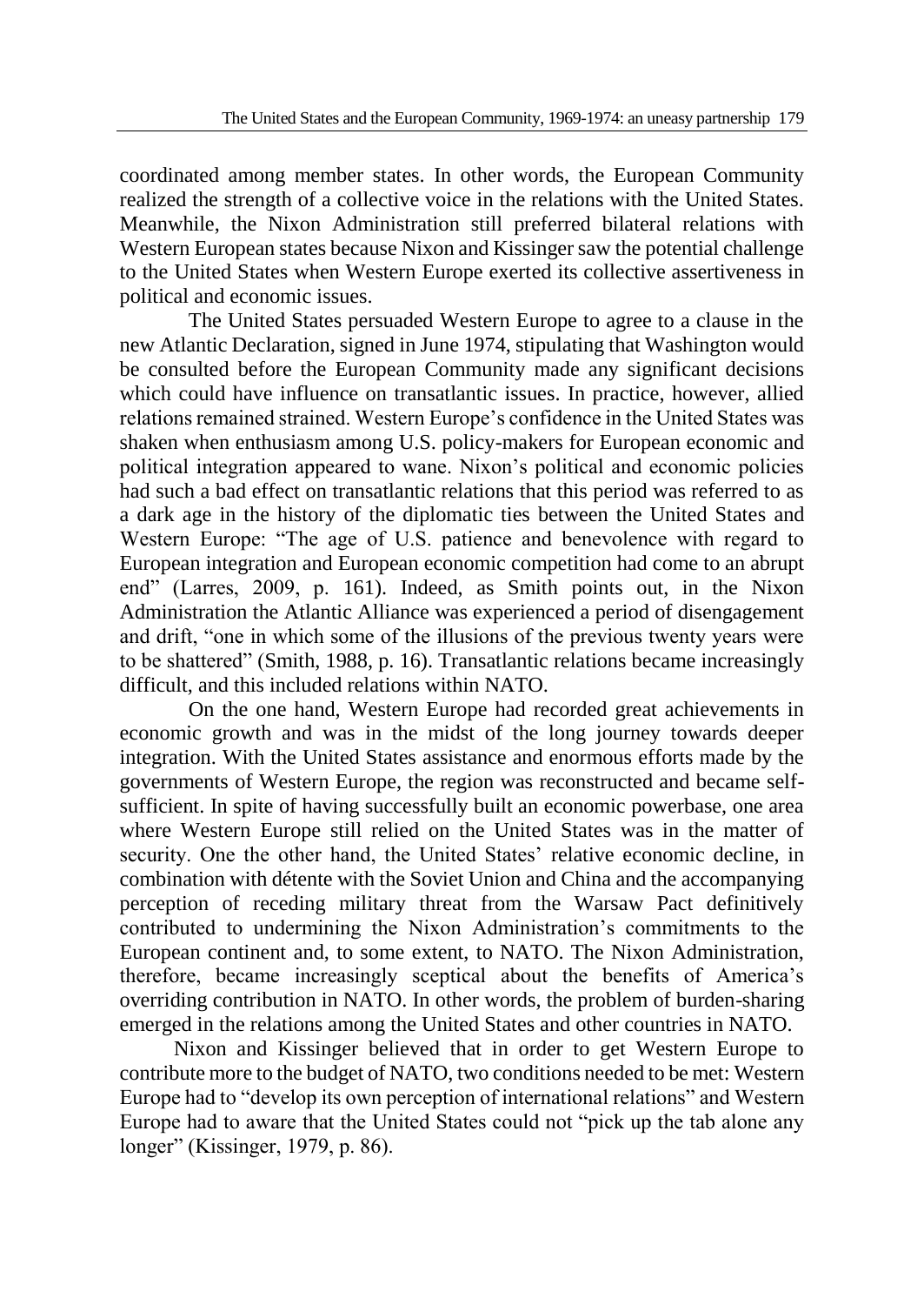coordinated among member states. In other words, the European Community realized the strength of a collective voice in the relations with the United States. Meanwhile, the Nixon Administration still preferred bilateral relations with Western European states because Nixon and Kissinger saw the potential challenge to the United States when Western Europe exerted its collective assertiveness in political and economic issues.

The United States persuaded Western Europe to agree to a clause in the new Atlantic Declaration, signed in June 1974, stipulating that Washington would be consulted before the European Community made any significant decisions which could have influence on transatlantic issues. In practice, however, allied relations remained strained. Western Europe's confidence in the United States was shaken when enthusiasm among U.S. policy-makers for European economic and political integration appeared to wane. Nixon's political and economic policies had such a bad effect on transatlantic relations that this period was referred to as a dark age in the history of the diplomatic ties between the United States and Western Europe: "The age of U.S. patience and benevolence with regard to European integration and European economic competition had come to an abrupt end" (Larres, 2009, p. 161). Indeed, as Smith points out, in the Nixon Administration the Atlantic Alliance was experienced a period of disengagement and drift, "one in which some of the illusions of the previous twenty years were to be shattered" (Smith, 1988, p. 16). Transatlantic relations became increasingly difficult, and this included relations within NATO.

On the one hand, Western Europe had recorded great achievements in economic growth and was in the midst of the long journey towards deeper integration. With the United States assistance and enormous efforts made by the governments of Western Europe, the region was reconstructed and became self-sufficient. In spite of having successfully built an economic powerbase, one area where Western Europe still relied on the United States was in the matter of security. One the other hand, the United States' relative economic decline, in combination with détente with the Soviet Union and China and the accompanying perception of receding military threat from the Warsaw Pact definitively contributed to undermining the Nixon Administration's commitments to the European continent and, to some extent, to NATO. The Nixon Administration, therefore, became increasingly sceptical about the benefits of America's overriding contribution in NATO. In other words, the problem of burden-sharing emerged in the relations among the United States and other countries in NATO.

Nixon and Kissinger believed that in order to get Western Europe to contribute more to the budget of NATO, two conditions needed to be met: Western Europe had to "develop its own perception of international relations" and Western Europe had to aware that the United States could not "pick up the tab alone any longer" (Kissinger, 1979, p. 86).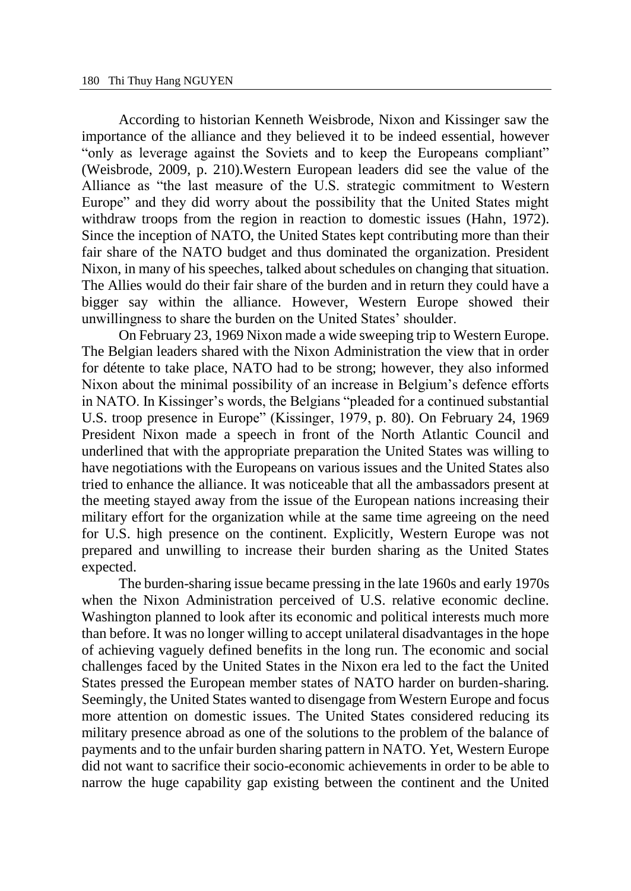According to historian Kenneth Weisbrode, Nixon and Kissinger saw the importance of the alliance and they believed it to be indeed essential, however "only as leverage against the Soviets and to keep the Europeans compliant" (Weisbrode, 2009, p. 210).Western European leaders did see the value of the Alliance as "the last measure of the U.S. strategic commitment to Western Europe" and they did worry about the possibility that the United States might withdraw troops from the region in reaction to domestic issues (Hahn, 1972). Since the inception of NATO, the United States kept contributing more than their fair share of the NATO budget and thus dominated the organization. President Nixon, in many of his speeches, talked about schedules on changing that situation. The Allies would do their fair share of the burden and in return they could have a bigger say within the alliance. However, Western Europe showed their unwillingness to share the burden on the United States' shoulder.

On February 23, 1969 Nixon made a wide sweeping trip to Western Europe. The Belgian leaders shared with the Nixon Administration the view that in order for détente to take place, NATO had to be strong; however, they also informed Nixon about the minimal possibility of an increase in Belgium's defence efforts in NATO. In Kissinger's words, the Belgians "pleaded for a continued substantial U.S. troop presence in Europe" (Kissinger, 1979, p. 80). On February 24, 1969 President Nixon made a speech in front of the North Atlantic Council and underlined that with the appropriate preparation the United States was willing to have negotiations with the Europeans on various issues and the United States also tried to enhance the alliance. It was noticeable that all the ambassadors present at the meeting stayed away from the issue of the European nations increasing their military effort for the organization while at the same time agreeing on the need for U.S. high presence on the continent. Explicitly, Western Europe was not prepared and unwilling to increase their burden sharing as the United States expected.

The burden-sharing issue became pressing in the late 1960s and early 1970s when the Nixon Administration perceived of U.S. relative economic decline. Washington planned to look after its economic and political interests much more than before. It was no longer willing to accept unilateral disadvantages in the hope of achieving vaguely defined benefits in the long run. The economic and social challenges faced by the United States in the Nixon era led to the fact the United States pressed the European member states of NATO harder on burden-sharing. Seemingly, the United States wanted to disengage from Western Europe and focus more attention on domestic issues. The United States considered reducing its military presence abroad as one of the solutions to the problem of the balance of payments and to the unfair burden sharing pattern in NATO. Yet, Western Europe did not want to sacrifice their socio-economic achievements in order to be able to narrow the huge capability gap existing between the continent and the United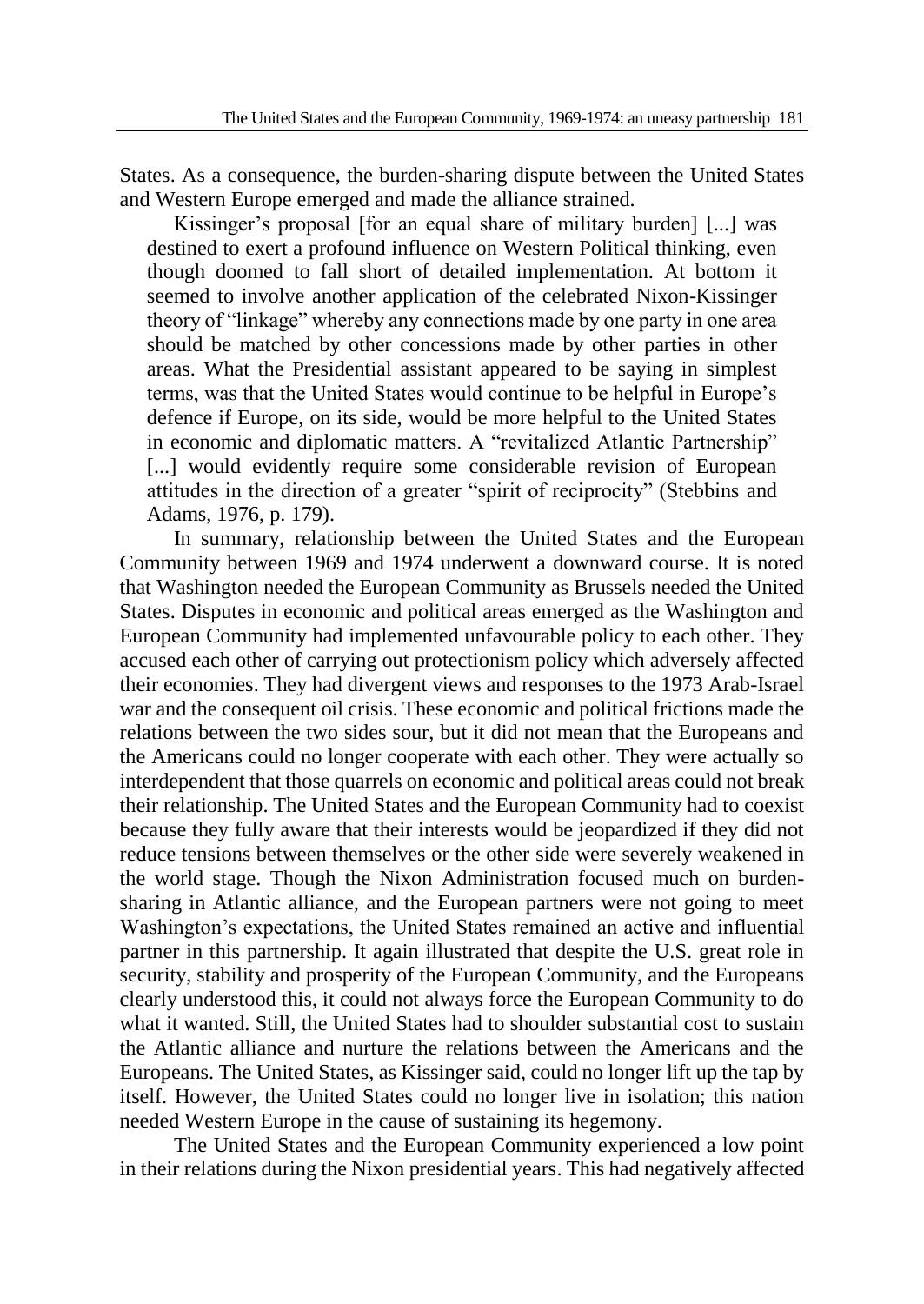States. As a consequence, the burden-sharing dispute between the United States and Western Europe emerged and made the alliance strained.

> Kissinger's proposal [for an equal share of military burden] [...] was destined to exert a profound influence on Western Political thinking, even though doomed to fall short of detailed implementation. At bottom it seemed to involve another application of the celebrated Nixon-Kissinger theory of "linkage" whereby any connections made by one party in one area should be matched by other concessions made by other parties in other areas. What the Presidential assistant appeared to be saying in simplest terms, was that the United States would continue to be helpful in Europe's defence if Europe, on its side, would be more helpful to the United States in economic and diplomatic matters. A "revitalized Atlantic Partnership" [...] would evidently require some considerable revision of European attitudes in the direction of a greater "spirit of reciprocity" (Stebbins and Adams, 1976, p. 179).

In summary, relationship between the United States and the European Community between 1969 and 1974 underwent a downward course. It is noted that Washington needed the European Community as Brussels needed the United States. Disputes in economic and political areas emerged as the Washington and European Community had implemented unfavourable policy to each other. They accused each other of carrying out protectionism policy which adversely affected their economies. They had divergent views and responses to the 1973 Arab-Israel war and the consequent oil crisis. These economic and political frictions made the relations between the two sides sour, but it did not mean that the Europeans and the Americans could no longer cooperate with each other. They were actually so interdependent that those quarrels on economic and political areas could not break their relationship. The United States and the European Community had to coexist because they fully aware that their interests would be jeopardized if they did not reduce tensions between themselves or the other side were severely weakened in the world stage. Though the Nixon Administration focused much on burden-sharing in Atlantic alliance, and the European partners were not going to meet Washington's expectations, the United States remained an active and influential partner in this partnership. It again illustrated that despite the U.S. great role in security, stability and prosperity of the European Community, and the Europeans clearly understood this, it could not always force the European Community to do what it wanted. Still, the United States had to shoulder substantial cost to sustain the Atlantic alliance and nurture the relations between the Americans and the Europeans. The United States, as Kissinger said, could no longer lift up the tap by itself. However, the United States could no longer live in isolation; this nation needed Western Europe in the cause of sustaining its hegemony.

The United States and the European Community experienced a low point in their relations during the Nixon presidential years. This had negatively affected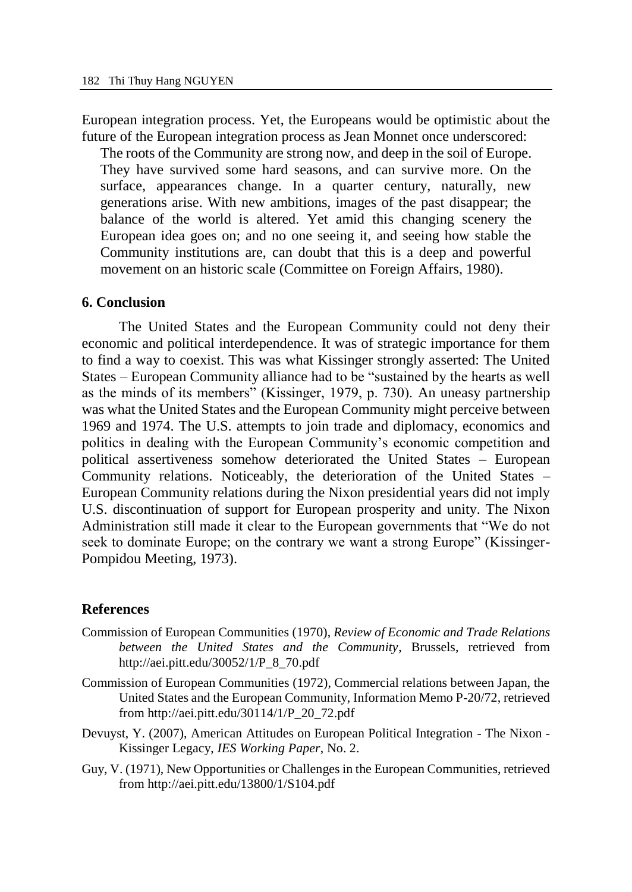European integration process. Yet, the Europeans would be optimistic about the future of the European integration process as Jean Monnet once underscored:

> The roots of the Community are strong now, and deep in the soil of Europe. They have survived some hard seasons, and can survive more. On the surface, appearances change. In a quarter century, naturally, new generations arise. With new ambitions, images of the past disappear; the balance of the world is altered. Yet amid this changing scenery the European idea goes on; and no one seeing it, and seeing how stable the Community institutions are, can doubt that this is a deep and powerful movement on an historic scale (Committee on Foreign Affairs, 1980).

## 6. Conclusion

The United States and the European Community could not deny their economic and political interdependence. It was of strategic importance for them to find a way to coexist. This was what Kissinger strongly asserted: The United States – European Community alliance had to be "sustained by the hearts as well as the minds of its members" (Kissinger, 1979, p. 730). An uneasy partnership was what the United States and the European Community might perceive between 1969 and 1974. The U.S. attempts to join trade and diplomacy, economics and politics in dealing with the European Community's economic competition and political assertiveness somehow deteriorated the United States – European Community relations. Noticeably, the deterioration of the United States – European Community relations during the Nixon presidential years did not imply U.S. discontinuation of support for European prosperity and unity. The Nixon Administration still made it clear to the European governments that "We do not seek to dominate Europe; on the contrary we want a strong Europe" (Kissinger-Pompidou Meeting, 1973).

## References

Commission of European Communities (1970), *Review of Economic and Trade Relations between the United States and the Community*, Brussels, retrieved from http://aei.pitt.edu/30052/1/P_8_70.pdf

Commission of European Communities (1972), Commercial relations between Japan, the United States and the European Community, Information Memo P-20/72, retrieved from http://aei.pitt.edu/30114/1/P_20_72.pdf

Devuyst, Y. (2007), American Attitudes on European Political Integration - The Nixon - Kissinger Legacy, *IES Working Paper*, No. 2.

Guy, V. (1971), New Opportunities or Challenges in the European Communities, retrieved from http://aei.pitt.edu/13800/1/S104.pdf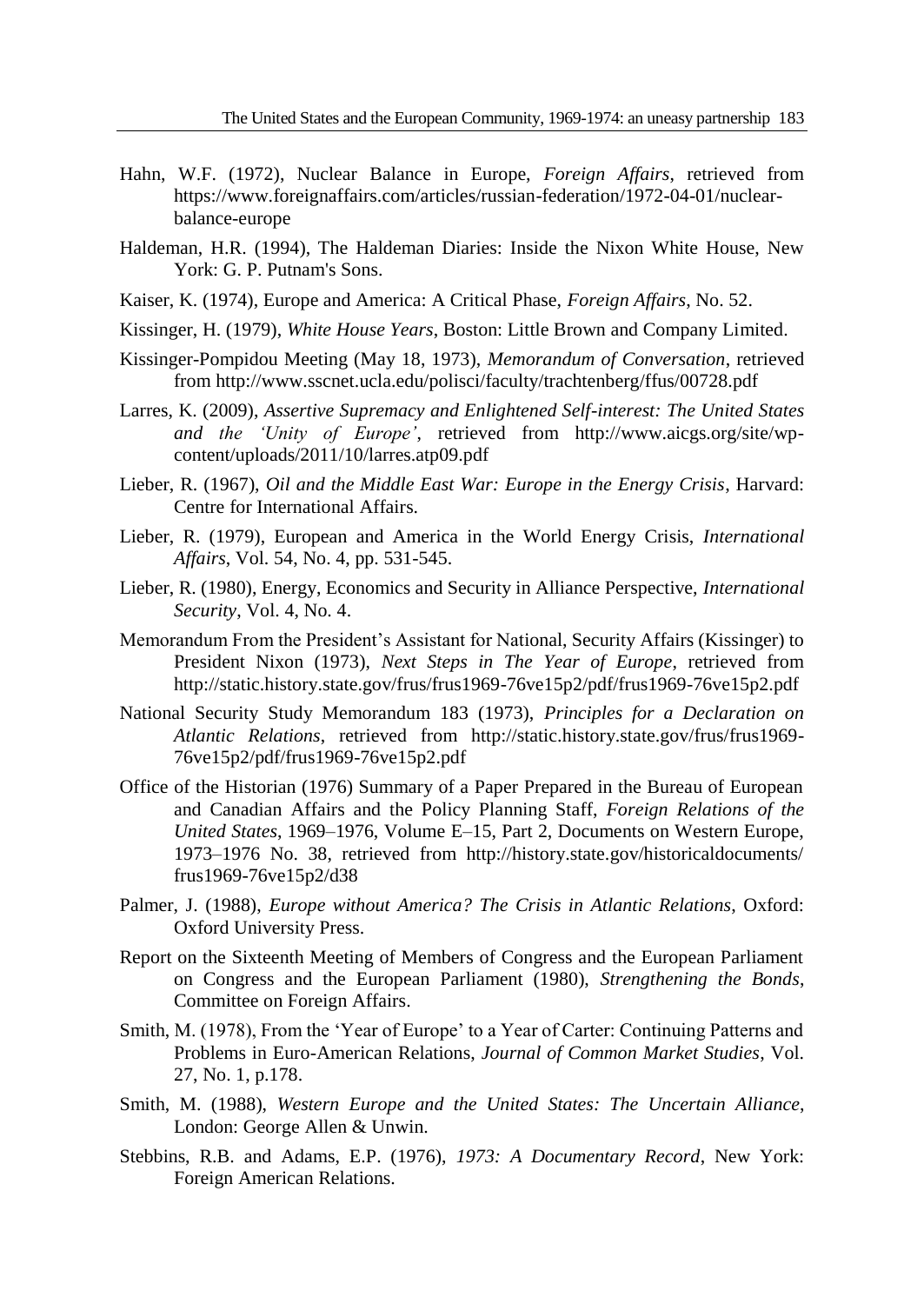Hahn, W.F. (1972), Nuclear Balance in Europe, *Foreign Affairs*, retrieved from https://www.foreignaffairs.com/articles/russian-federation/1972-04-01/nuclear-balance-europe

Haldeman, H.R. (1994), The Haldeman Diaries: Inside the Nixon White House, New York: G. P. Putnam's Sons.

Kaiser, K. (1974), Europe and America: A Critical Phase, *Foreign Affairs*, No. 52.

Kissinger, H. (1979), *White House Years*, Boston: Little Brown and Company Limited.

Kissinger-Pompidou Meeting (May 18, 1973), *Memorandum of Conversation*, retrieved from http://www.sscnet.ucla.edu/polisci/faculty/trachtenberg/ffus/00728.pdf

Larres, K. (2009), *Assertive Supremacy and Enlightened Self-interest: The United States and the 'Unity of Europe'*, retrieved from http://www.aicgs.org/site/wp-content/uploads/2011/10/larres.atp09.pdf

Lieber, R. (1967), *Oil and the Middle East War: Europe in the Energy Crisis*, Harvard: Centre for International Affairs.

Lieber, R. (1979), European and America in the World Energy Crisis, *International Affairs*, Vol. 54, No. 4, pp. 531-545.

Lieber, R. (1980), Energy, Economics and Security in Alliance Perspective, *International Security*, Vol. 4, No. 4.

Memorandum From the President's Assistant for National, Security Affairs (Kissinger) to President Nixon (1973), *Next Steps in The Year of Europe*, retrieved from http://static.history.state.gov/frus/frus1969-76ve15p2/pdf/frus1969-76ve15p2.pdf

National Security Study Memorandum 183 (1973), *Principles for a Declaration on Atlantic Relations*, retrieved from http://static.history.state.gov/frus/frus1969-76ve15p2/pdf/frus1969-76ve15p2.pdf

Office of the Historian (1976) Summary of a Paper Prepared in the Bureau of European and Canadian Affairs and the Policy Planning Staff, *Foreign Relations of the United States*, 1969–1976, Volume E–15, Part 2, Documents on Western Europe, 1973–1976 No. 38, retrieved from http://history.state.gov/historicaldocuments/frus1969-76ve15p2/d38

Palmer, J. (1988), *Europe without America? The Crisis in Atlantic Relations*, Oxford: Oxford University Press.

Report on the Sixteenth Meeting of Members of Congress and the European Parliament on Congress and the European Parliament (1980), *Strengthening the Bonds*, Committee on Foreign Affairs.

Smith, M. (1978), From the 'Year of Europe' to a Year of Carter: Continuing Patterns and Problems in Euro-American Relations, *Journal of Common Market Studies*, Vol. 27, No. 1, p.178.

Smith, M. (1988), *Western Europe and the United States: The Uncertain Alliance*, London: George Allen & Unwin.

Stebbins, R.B. and Adams, E.P. (1976), *1973: A Documentary Record*, New York: Foreign American Relations.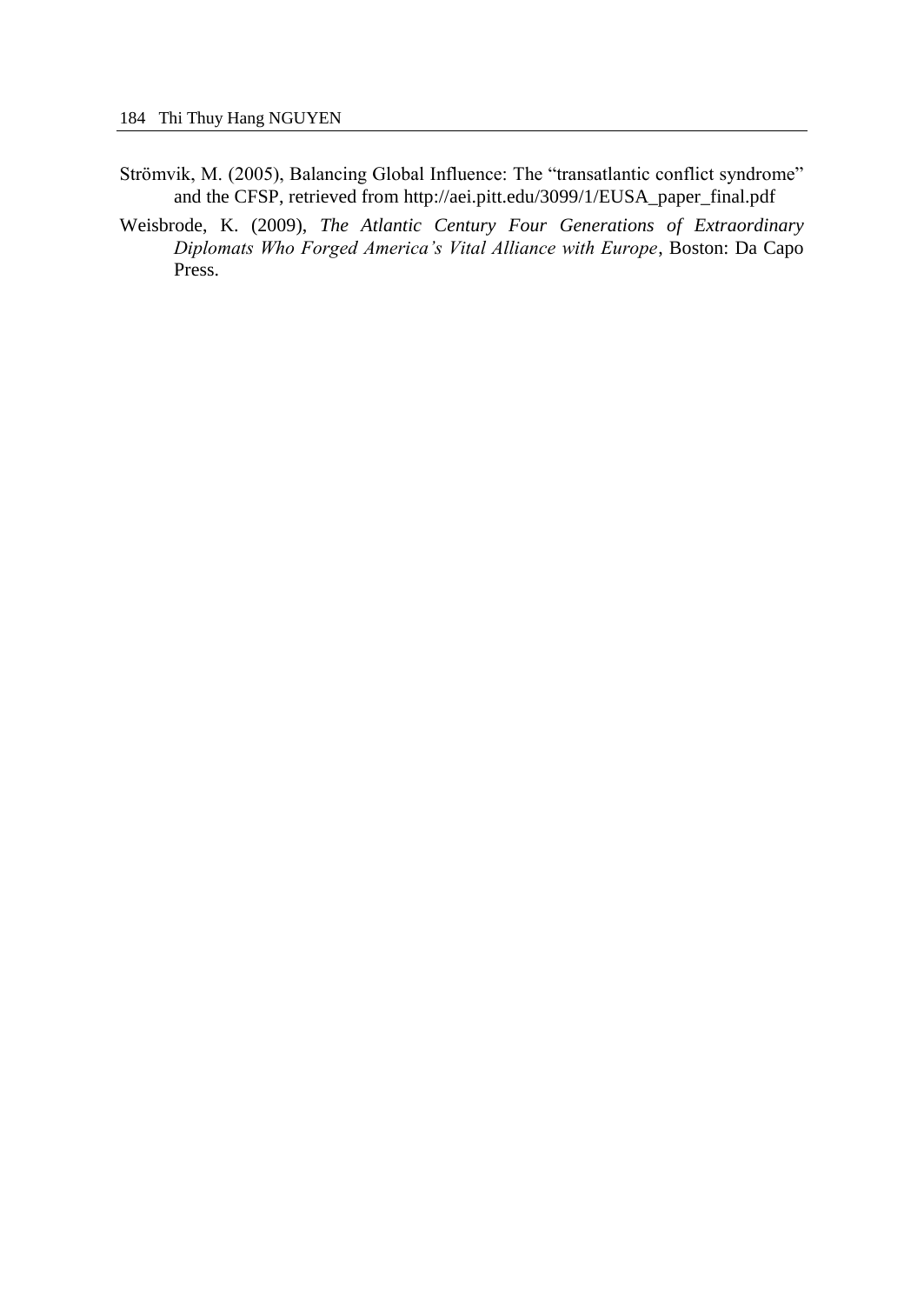Strömvik, M. (2005), Balancing Global Influence: The "transatlantic conflict syndrome" and the CFSP, retrieved from http://aei.pitt.edu/3099/1/EUSA_paper_final.pdf

Weisbrode, K. (2009), *The Atlantic Century Four Generations of Extraordinary Diplomats Who Forged America's Vital Alliance with Europe*, Boston: Da Capo Press.